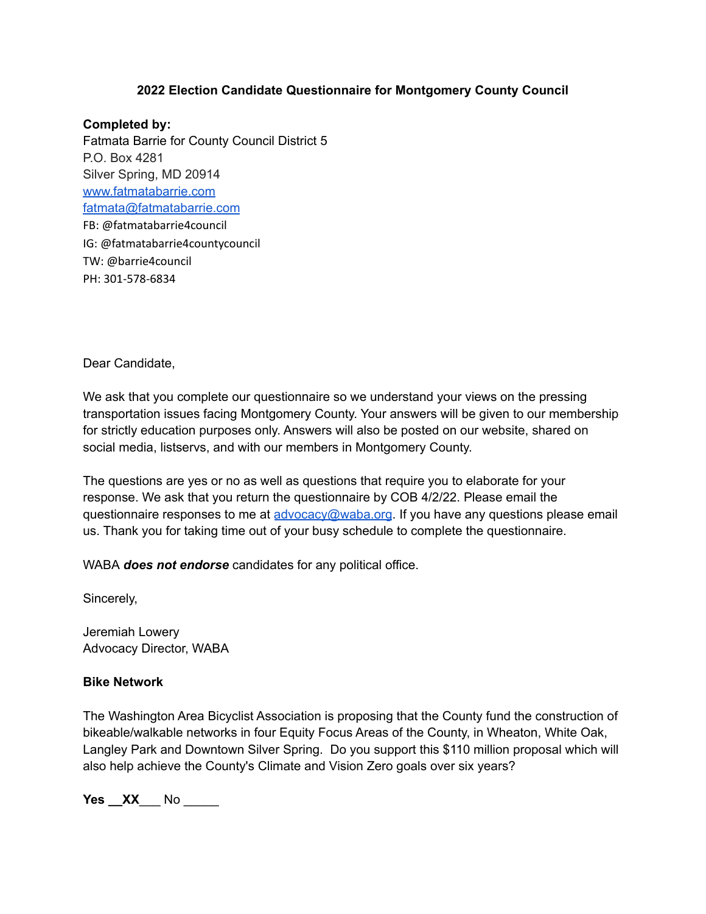# 2022 Election Candidate Questionnaire for Montgomery County Council

**Completed by:**
Fatmata Barrie for County Council District 5
P.O. Box 4281
Silver Spring, MD 20914
www.fatmatabarrie.com
fatmata@fatmatabarrie.com
FB: @fatmatabarrie4council
IG: @fatmatabarrie4countycouncil
TW: @barrie4council
PH: 301-578-6834

Dear Candidate,

We ask that you complete our questionnaire so we understand your views on the pressing transportation issues facing Montgomery County. Your answers will be given to our membership for strictly education purposes only. Answers will also be posted on our website, shared on social media, listservs, and with our members in Montgomery County.

The questions are yes or no as well as questions that require you to elaborate for your response. We ask that you return the questionnaire by COB 4/2/22. Please email the questionnaire responses to me at advocacy@waba.org. If you have any questions please email us. Thank you for taking time out of your busy schedule to complete the questionnaire.

WABA ***does not endorse*** candidates for any political office.

Sincerely,

Jeremiah Lowery
Advocacy Director, WABA

**Bike Network**

The Washington Area Bicyclist Association is proposing that the County fund the construction of bikeable/walkable networks in four Equity Focus Areas of the County, in Wheaton, White Oak, Langley Park and Downtown Silver Spring. Do you support this $110 million proposal which will also help achieve the County's Climate and Vision Zero goals over six years?

**Yes __XX___** No _____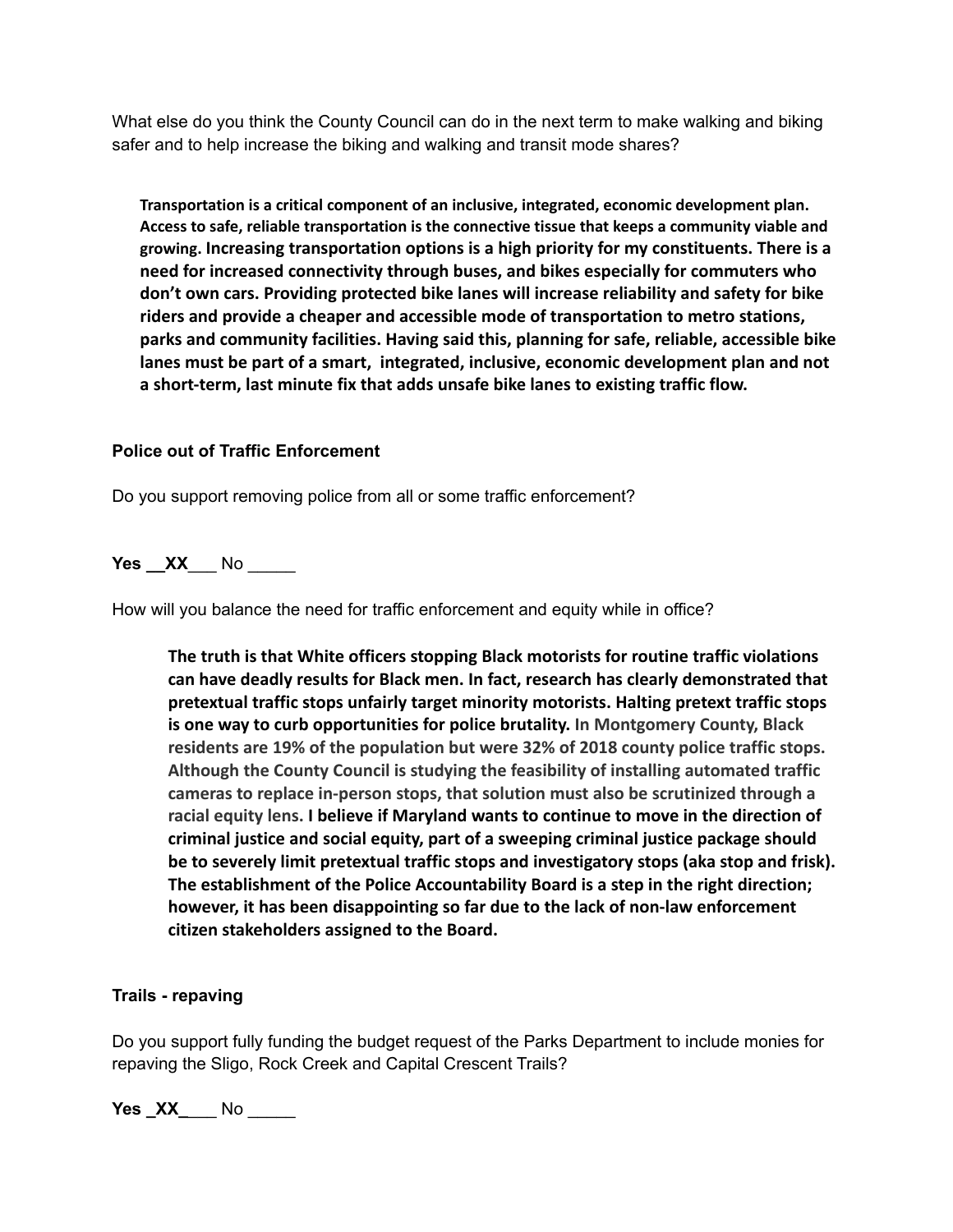What else do you think the County Council can do in the next term to make walking and biking safer and to help increase the biking and walking and transit mode shares?

> **Transportation is a critical component of an inclusive, integrated, economic development plan. Access to safe, reliable transportation is the connective tissue that keeps a community viable and growing. Increasing transportation options is a high priority for my constituents. There is a need for increased connectivity through buses, and bikes especially for commuters who don't own cars. Providing protected bike lanes will increase reliability and safety for bike riders and provide a cheaper and accessible mode of transportation to metro stations, parks and community facilities. Having said this, planning for safe, reliable, accessible bike lanes must be part of a smart, integrated, inclusive, economic development plan and not a short-term, last minute fix that adds unsafe bike lanes to existing traffic flow.**

### Police out of Traffic Enforcement

Do you support removing police from all or some traffic enforcement?

**Yes __XX__** No _____

How will you balance the need for traffic enforcement and equity while in office?

> **The truth is that White officers stopping Black motorists for routine traffic violations can have deadly results for Black men. In fact, research has clearly demonstrated that pretextual traffic stops unfairly target minority motorists. Halting pretext traffic stops is one way to curb opportunities for police brutality. In Montgomery County, Black residents are 19% of the population but were 32% of 2018 county police traffic stops. Although the County Council is studying the feasibility of installing automated traffic cameras to replace in-person stops, that solution must also be scrutinized through a racial equity lens. I believe if Maryland wants to continue to move in the direction of criminal justice and social equity, part of a sweeping criminal justice package should be to severely limit pretextual traffic stops and investigatory stops (aka stop and frisk). The establishment of the Police Accountability Board is a step in the right direction; however, it has been disappointing so far due to the lack of non-law enforcement citizen stakeholders assigned to the Board.**

### Trails - repaving

Do you support fully funding the budget request of the Parks Department to include monies for repaving the Sligo, Rock Creek and Capital Crescent Trails?

**Yes _XX_** No _____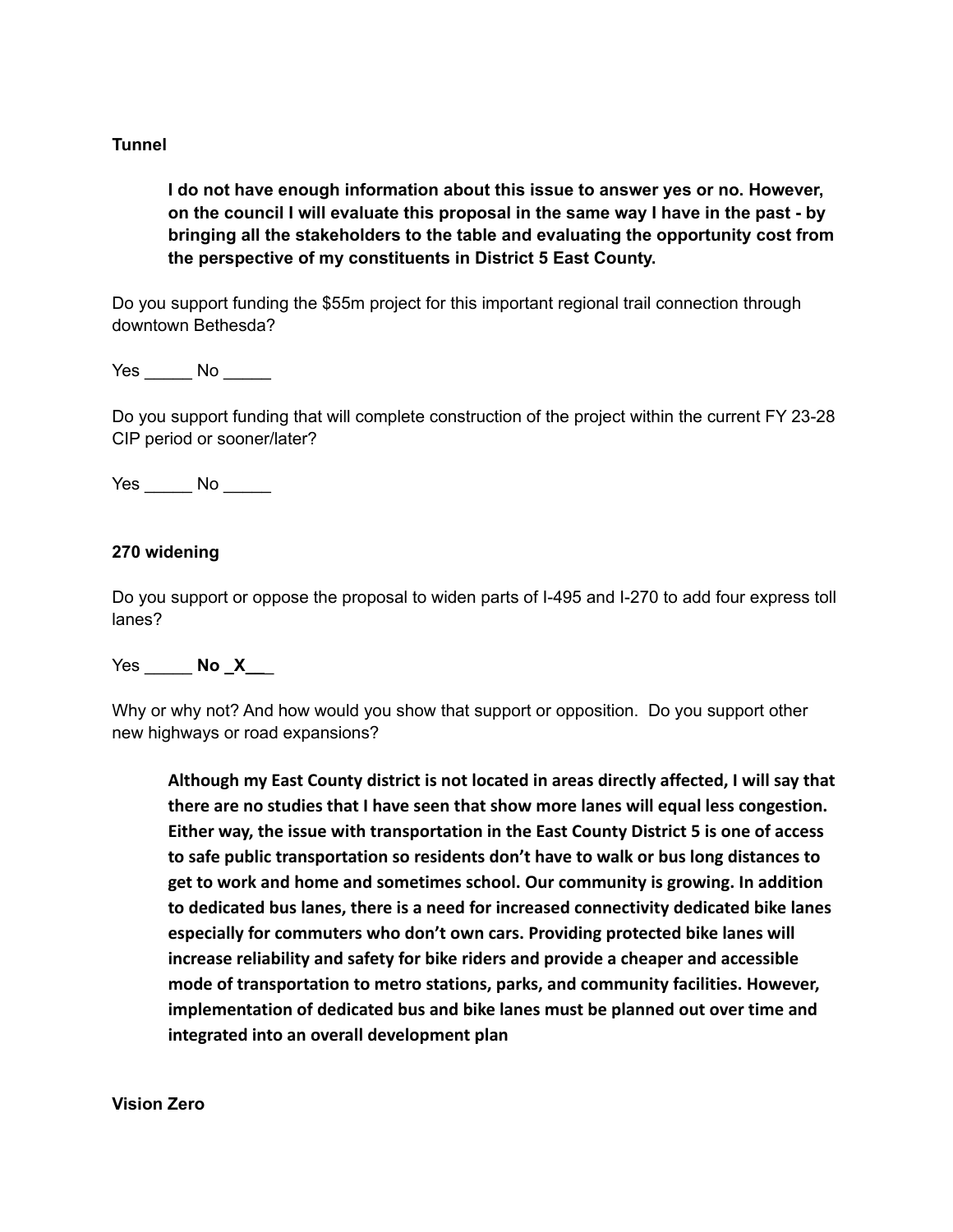**Tunnel**

> **I do not have enough information about this issue to answer yes or no. However, on the council I will evaluate this proposal in the same way I have in the past - by bringing all the stakeholders to the table and evaluating the opportunity cost from the perspective of my constituents in District 5 East County.**

Do you support funding the $55m project for this important regional trail connection through downtown Bethesda?

Yes _____ No _____

Do you support funding that will complete construction of the project within the current FY 23-28 CIP period or sooner/later?

Yes _____ No _____

**270 widening**

Do you support or oppose the proposal to widen parts of I-495 and I-270 to add four express toll lanes?

Yes _____ **No _X___**

Why or why not? And how would you show that support or opposition. Do you support other new highways or road expansions?

> **Although my East County district is not located in areas directly affected, I will say that there are no studies that I have seen that show more lanes will equal less congestion. Either way, the issue with transportation in the East County District 5 is one of access to safe public transportation so residents don't have to walk or bus long distances to get to work and home and sometimes school. Our community is growing. In addition to dedicated bus lanes, there is a need for increased connectivity dedicated bike lanes especially for commuters who don't own cars. Providing protected bike lanes will increase reliability and safety for bike riders and provide a cheaper and accessible mode of transportation to metro stations, parks, and community facilities. However, implementation of dedicated bus and bike lanes must be planned out over time and integrated into an overall development plan**

**Vision Zero**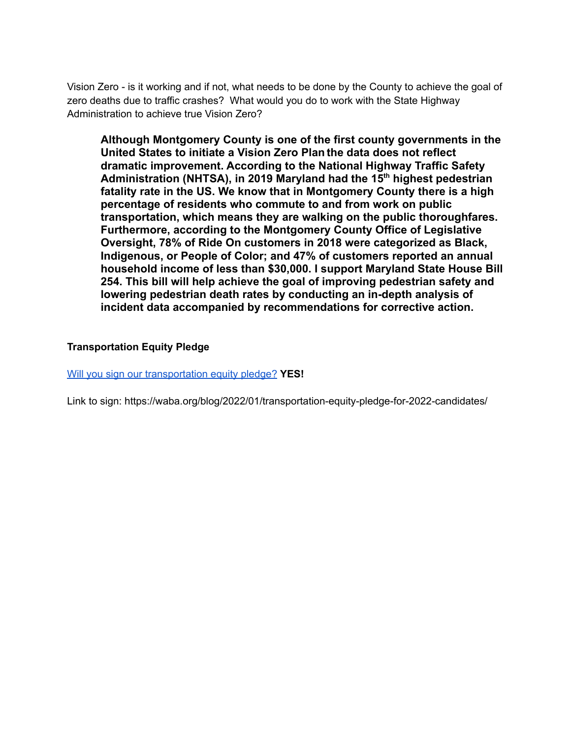Vision Zero - is it working and if not, what needs to be done by the County to achieve the goal of zero deaths due to traffic crashes? What would you do to work with the State Highway Administration to achieve true Vision Zero?

> **Although Montgomery County is one of the first county governments in the United States to initiate a Vision Zero Plan the data does not reflect dramatic improvement. According to the National Highway Traffic Safety Administration (NHTSA), in 2019 Maryland had the 15th highest pedestrian fatality rate in the US. We know that in Montgomery County there is a high percentage of residents who commute to and from work on public transportation, which means they are walking on the public thoroughfares. Furthermore, according to the Montgomery County Office of Legislative Oversight, 78% of Ride On customers in 2018 were categorized as Black, Indigenous, or People of Color; and 47% of customers reported an annual household income of less than $30,000. I support Maryland State House Bill 254. This bill will help achieve the goal of improving pedestrian safety and lowering pedestrian death rates by conducting an in-depth analysis of incident data accompanied by recommendations for corrective action.**

**Transportation Equity Pledge**

Will you sign our transportation equity pledge? **YES!**

Link to sign: https://waba.org/blog/2022/01/transportation-equity-pledge-for-2022-candidates/